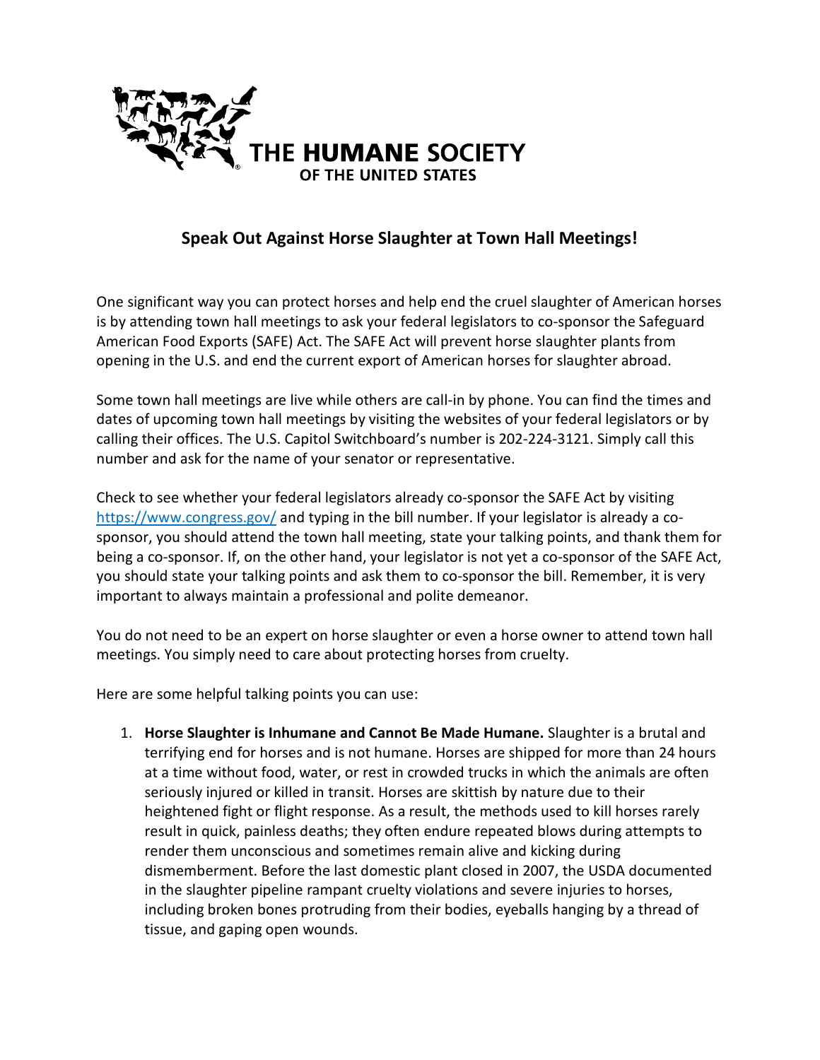THE HUMANE SOCIETY OF THE UNITED STATES

## Speak Out Against Horse Slaughter at Town Hall Meetings!

One significant way you can protect horses and help end the cruel slaughter of American horses is by attending town hall meetings to ask your federal legislators to co-sponsor the Safeguard American Food Exports (SAFE) Act. The SAFE Act will prevent horse slaughter plants from opening in the U.S. and end the current export of American horses for slaughter abroad.

Some town hall meetings are live while others are call-in by phone. You can find the times and dates of upcoming town hall meetings by visiting the websites of your federal legislators or by calling their offices. The U.S. Capitol Switchboard's number is 202-224-3121. Simply call this number and ask for the name of your senator or representative.

Check to see whether your federal legislators already co-sponsor the SAFE Act by visiting [https://www.congress.gov/](https://www.congress.gov/) and typing in the bill number. If your legislator is already a co-sponsor, you should attend the town hall meeting, state your talking points, and thank them for being a co-sponsor. If, on the other hand, your legislator is not yet a co-sponsor of the SAFE Act, you should state your talking points and ask them to co-sponsor the bill. Remember, it is very important to always maintain a professional and polite demeanor.

You do not need to be an expert on horse slaughter or even a horse owner to attend town hall meetings. You simply need to care about protecting horses from cruelty.

Here are some helpful talking points you can use:

1. **Horse Slaughter is Inhumane and Cannot Be Made Humane.** Slaughter is a brutal and terrifying end for horses and is not humane. Horses are shipped for more than 24 hours at a time without food, water, or rest in crowded trucks in which the animals are often seriously injured or killed in transit. Horses are skittish by nature due to their heightened fight or flight response. As a result, the methods used to kill horses rarely result in quick, painless deaths; they often endure repeated blows during attempts to render them unconscious and sometimes remain alive and kicking during dismemberment. Before the last domestic plant closed in 2007, the USDA documented in the slaughter pipeline rampant cruelty violations and severe injuries to horses, including broken bones protruding from their bodies, eyeballs hanging by a thread of tissue, and gaping open wounds.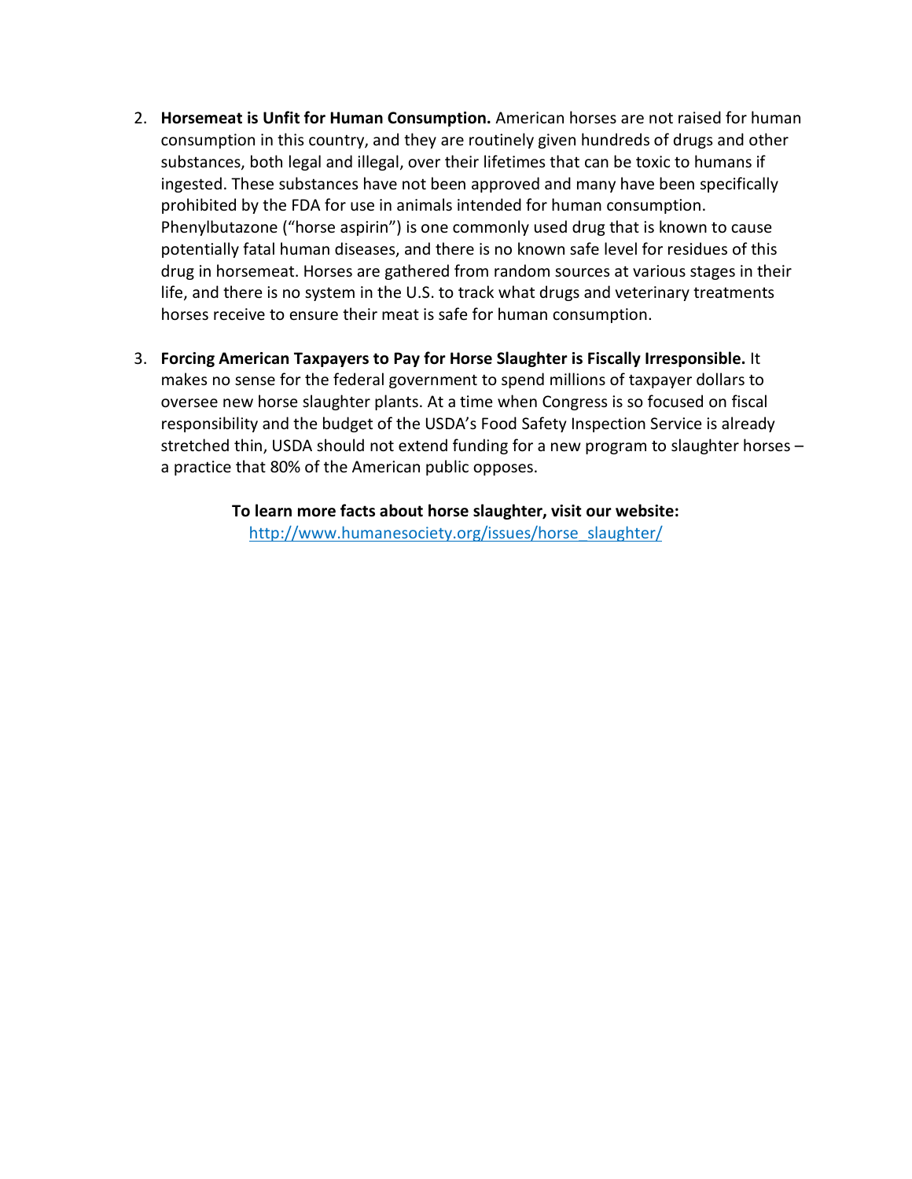2. **Horsemeat is Unfit for Human Consumption.** American horses are not raised for human consumption in this country, and they are routinely given hundreds of drugs and other substances, both legal and illegal, over their lifetimes that can be toxic to humans if ingested. These substances have not been approved and many have been specifically prohibited by the FDA for use in animals intended for human consumption. Phenylbutazone ("horse aspirin") is one commonly used drug that is known to cause potentially fatal human diseases, and there is no known safe level for residues of this drug in horsemeat. Horses are gathered from random sources at various stages in their life, and there is no system in the U.S. to track what drugs and veterinary treatments horses receive to ensure their meat is safe for human consumption.

3. **Forcing American Taxpayers to Pay for Horse Slaughter is Fiscally Irresponsible.** It makes no sense for the federal government to spend millions of taxpayer dollars to oversee new horse slaughter plants. At a time when Congress is so focused on fiscal responsibility and the budget of the USDA's Food Safety Inspection Service is already stretched thin, USDA should not extend funding for a new program to slaughter horses – a practice that 80% of the American public opposes.

**To learn more facts about horse slaughter, visit our website:**
http://www.humanesociety.org/issues/horse_slaughter/